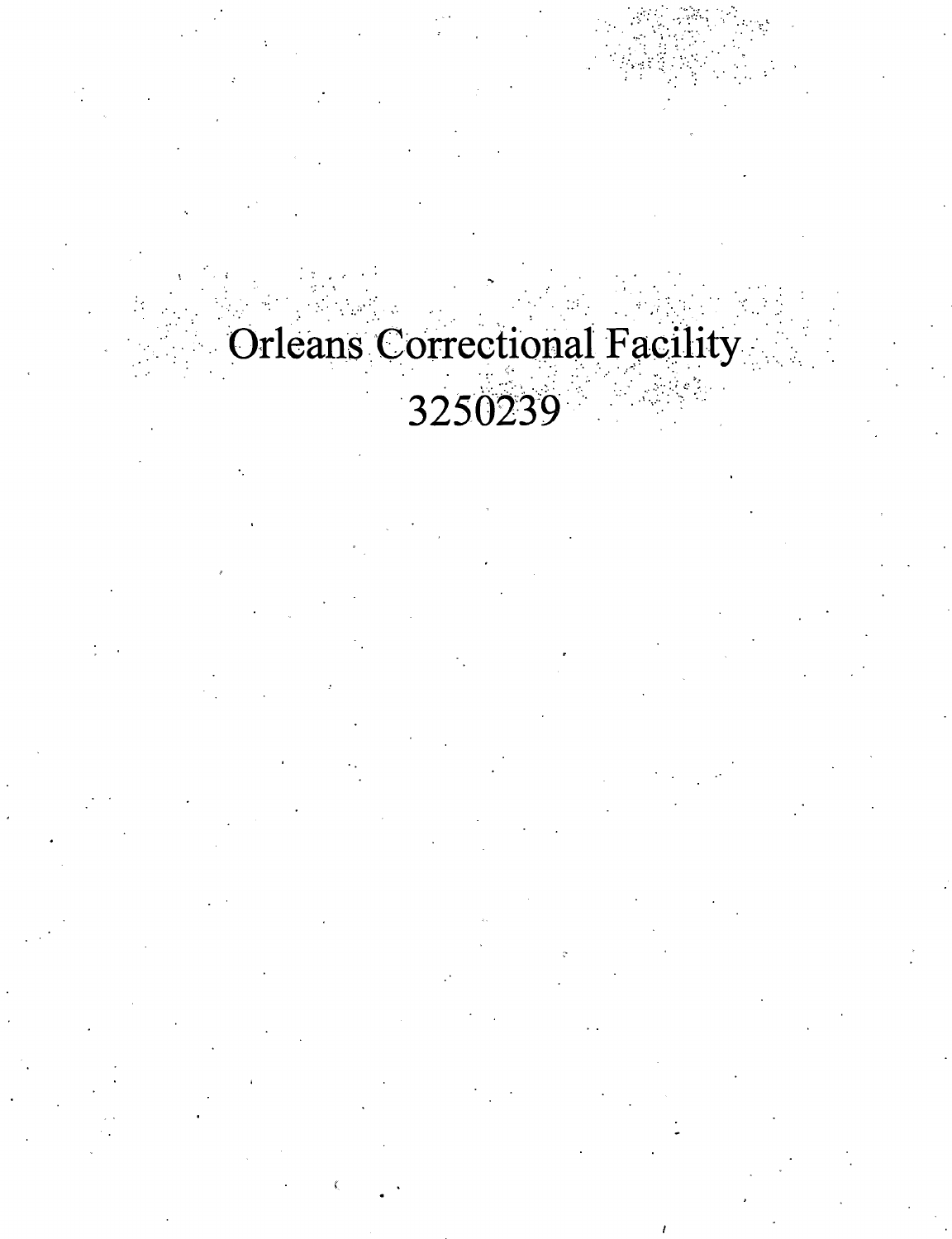Orleans Correctional Facility

3250239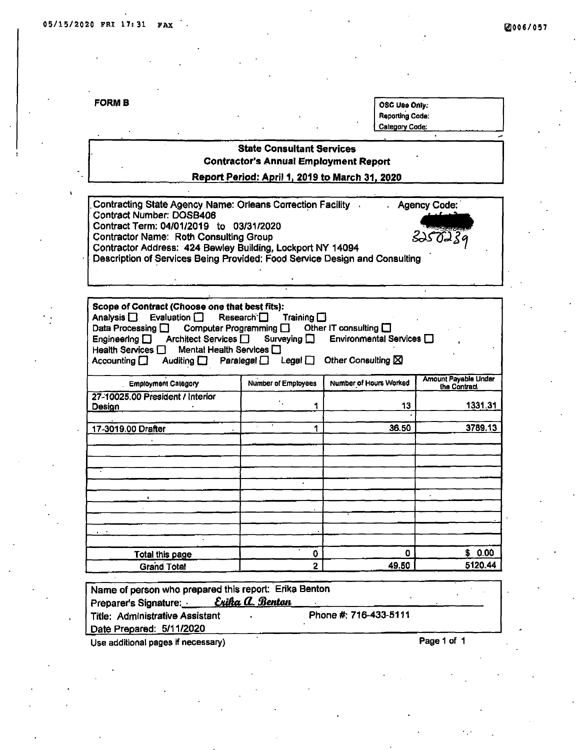**FORM B**

| OSC Use Only: |
|---|
| Reporting Code: |
| Category Code: |

**State Consultant Services**
**Contractor's Annual Employment Report**
**Report Period: April 1, 2019 to March 31, 2020**

Contracting State Agency Name: Orleans Correction Facility
Agency Code: 3250239
Contract Number: DOSB406
Contract Term: 04/01/2019 to 03/31/2020
Contractor Name: Roth Consulting Group
Contractor Address: 424 Bewley Building, Lockport NY 14094
Description of Services Being Provided: Food Service Design and Consulting

**Scope of Contract (Choose one that best fits):**
Analysis ☐ Evaluation ☐ Research ☐ Training ☐
Data Processing ☐ Computer Programming ☐ Other IT consulting ☐
Engineering ☐ Architect Services ☐ Surveying ☐ Environmental Services ☐
Health Services ☐ Mental Health Services ☐
Accounting ☐ Auditing ☐ Paralegal ☐ Legal ☐ Other Consulting ☒

| Employment Category | Number of Employees | Number of Hours Worked | Amount Payable Under the Contract |
|---|---|---|---|
| 27-10025.00 President / Interior Design | 1 | 13 | 1331.31 |
| | | | |
| 17-3019.00 Drafter | 1 | 36.50 | 3789.13 |
| | | | |
| | | | |
| | | | |
| | | | |
| | | | |
| | | | |
| | | | |
| | | | |
| | | | |
| Total this page | 0 | 0 | $ 0.00 |
| Grand Total | 2 | 49.50 | 5120.44 |

Name of person who prepared this report: Erika Benton
Preparer's Signature: *Erika A. Benton*
Title: Administrative Assistant
Phone #: 716-433-5111
Date Prepared: 5/11/2020

Use additional pages if necessary)